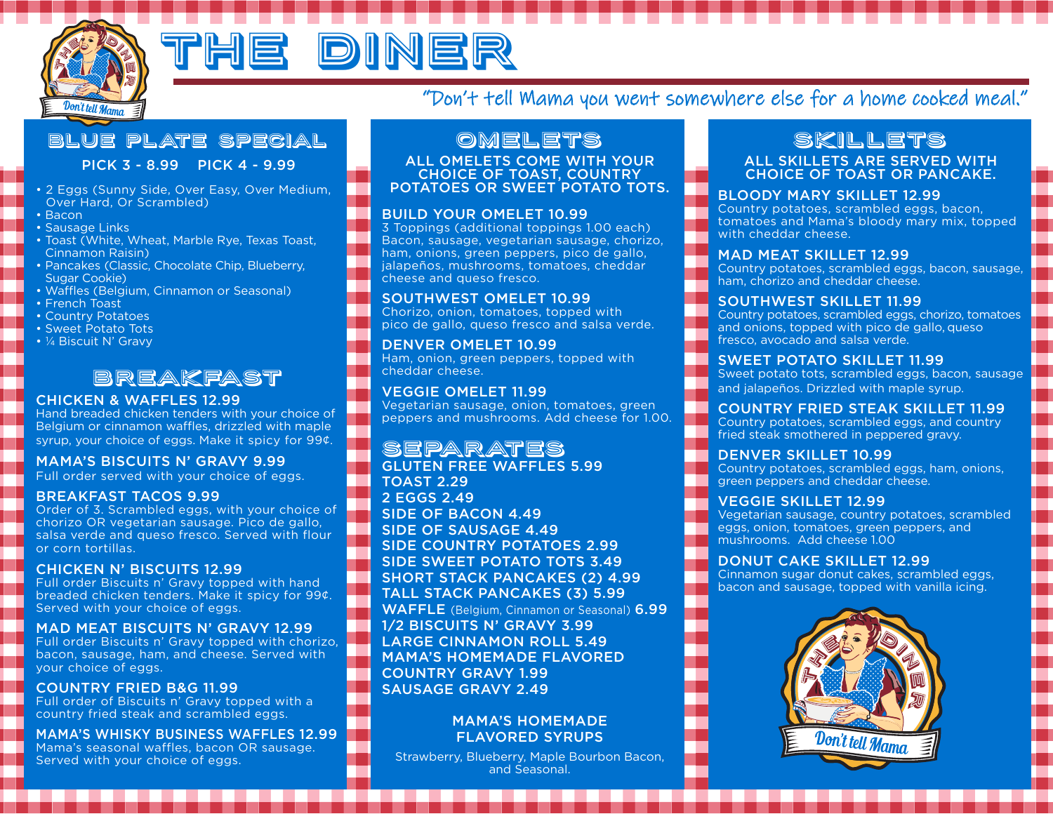# THE DINER

*"Don't tell Mama you went somewhere else for a home cooked meal."*

## BLUE PLATE SPECIAL

**PICK 3 - 8.99 PICK 4 - 9.99**

- 2 Eggs (Sunny Side, Over Easy, Over Medium, Over Hard, Or Scrambled)
- Bacon
- Sausage Links
- Toast (White, Wheat, Marble Rye, Texas Toast, Cinnamon Raisin)
- Pancakes (Classic, Chocolate Chip, Blueberry, Sugar Cookie)
- Waffles (Belgium, Cinnamon or Seasonal)
- French Toast
- Country Potatoes
- Sweet Potato Tots
- ¼ Biscuit N' Gravy

## BREAKFAST

**CHICKEN & WAFFLES 12.99**
Hand breaded chicken tenders with your choice of Belgium or cinnamon waffles, drizzled with maple syrup, your choice of eggs. Make it spicy for 99¢.

**MAMA'S BISCUITS N' GRAVY 9.99**
Full order served with your choice of eggs.

**BREAKFAST TACOS 9.99**
Order of 3. Scrambled eggs, with your choice of chorizo OR vegetarian sausage. Pico de gallo, salsa verde and queso fresco. Served with flour or corn tortillas.

**CHICKEN N' BISCUITS 12.99**
Full order Biscuits n' Gravy topped with hand breaded chicken tenders. Make it spicy for 99¢. Served with your choice of eggs.

**MAD MEAT BISCUITS N' GRAVY 12.99**
Full order Biscuits n' Gravy topped with chorizo, bacon, sausage, ham, and cheese. Served with your choice of eggs.

**COUNTRY FRIED B&G 11.99**
Full order of Biscuits n' Gravy topped with a country fried steak and scrambled eggs.

**MAMA'S WHISKY BUSINESS WAFFLES 12.99**
Mama's seasonal waffles, bacon OR sausage. Served with your choice of eggs.

## OMELETS

ALL OMELETS COME WITH YOUR CHOICE OF TOAST, COUNTRY POTATOES OR SWEET POTATO TOTS.

**BUILD YOUR OMELET 10.99**
3 Toppings (additional toppings 1.00 each) Bacon, sausage, vegetarian sausage, chorizo, ham, onions, green peppers, pico de gallo, jalapeños, mushrooms, tomatoes, cheddar cheese and queso fresco.

**SOUTHWEST OMELET 10.99**
Chorizo, onion, tomatoes, topped with pico de gallo, queso fresco and salsa verde.

**DENVER OMELET 10.99**
Ham, onion, green peppers, topped with cheddar cheese.

**VEGGIE OMELET 11.99**
Vegetarian sausage, onion, tomatoes, green peppers and mushrooms. Add cheese for 1.00.

## SEPARATES

**GLUTEN FREE WAFFLES 5.99**
**TOAST 2.29**
**2 EGGS 2.49**
**SIDE OF BACON 4.49**
**SIDE OF SAUSAGE 4.49**
**SIDE COUNTRY POTATOES 2.99**
**SIDE SWEET POTATO TOTS 3.49**
**SHORT STACK PANCAKES (2) 4.99**
**TALL STACK PANCAKES (3) 5.99**
**WAFFLE** (Belgium, Cinnamon or Seasonal) **6.99**
**1/2 BISCUITS N' GRAVY 3.99**
**LARGE CINNAMON ROLL 5.49**
**MAMA'S HOMEMADE FLAVORED COUNTRY GRAVY 1.99**
**SAUSAGE GRAVY 2.49**

**MAMA'S HOMEMADE FLAVORED SYRUPS**

Strawberry, Blueberry, Maple Bourbon Bacon, and Seasonal.

## SKILLETS

ALL SKILLETS ARE SERVED WITH CHOICE OF TOAST OR PANCAKE.

**BLOODY MARY SKILLET 12.99**
Country potatoes, scrambled eggs, bacon, tomatoes and Mama's bloody mary mix, topped with cheddar cheese.

**MAD MEAT SKILLET 12.99**
Country potatoes, scrambled eggs, bacon, sausage, ham, chorizo and cheddar cheese.

**SOUTHWEST SKILLET 11.99**
Country potatoes, scrambled eggs, chorizo, tomatoes and onions, topped with pico de gallo, queso fresco, avocado and salsa verde.

**SWEET POTATO SKILLET 11.99**
Sweet potato tots, scrambled eggs, bacon, sausage and jalapeños. Drizzled with maple syrup.

**COUNTRY FRIED STEAK SKILLET 11.99**
Country potatoes, scrambled eggs, and country fried steak smothered in peppered gravy.

**DENVER SKILLET 10.99**
Country potatoes, scrambled eggs, ham, onions, green peppers and cheddar cheese.

**VEGGIE SKILLET 12.99**
Vegetarian sausage, country potatoes, scrambled eggs, onion, tomatoes, green peppers, and mushrooms. Add cheese 1.00

**DONUT CAKE SKILLET 12.99**
Cinnamon sugar donut cakes, scrambled eggs, bacon and sausage, topped with vanilla icing.

*Don't tell Mama*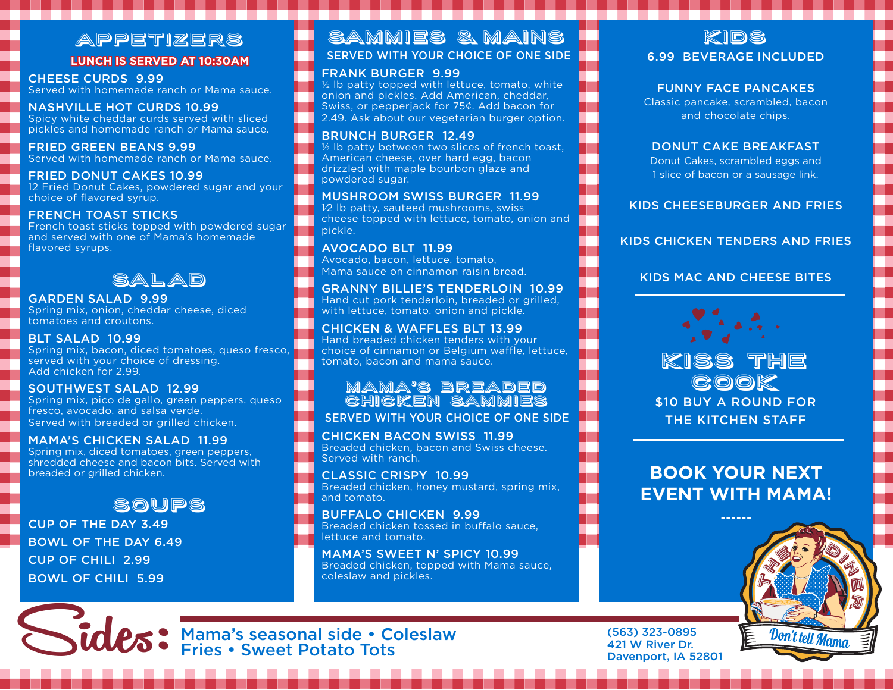## APPETIZERS

**LUNCH IS SERVED AT 10:30AM**

**CHEESE CURDS 9.99**
Served with homemade ranch or Mama sauce.

**NASHVILLE HOT CURDS 10.99**
Spicy white cheddar curds served with sliced pickles and homemade ranch or Mama sauce.

**FRIED GREEN BEANS 9.99**
Served with homemade ranch or Mama sauce.

**FRIED DONUT CAKES 10.99**
12 Fried Donut Cakes, powdered sugar and your choice of flavored syrup.

**FRENCH TOAST STICKS**
French toast sticks topped with powdered sugar and served with one of Mama's homemade flavored syrups.

## SALAD

**GARDEN SALAD 9.99**
Spring mix, onion, cheddar cheese, diced tomatoes and croutons.

**BLT SALAD 10.99**
Spring mix, bacon, diced tomatoes, queso fresco, served with your choice of dressing.
Add chicken for 2.99.

**SOUTHWEST SALAD 12.99**
Spring mix, pico de gallo, green peppers, queso fresco, avocado, and salsa verde.
Served with breaded or grilled chicken.

**MAMA'S CHICKEN SALAD 11.99**
Spring mix, diced tomatoes, green peppers, shredded cheese and bacon bits. Served with breaded or grilled chicken.

## SOUPS

**CUP OF THE DAY 3.49**

**BOWL OF THE DAY 6.49**

**CUP OF CHILI 2.99**

**BOWL OF CHILI 5.99**

## SAMMIES & MAINS

**SERVED WITH YOUR CHOICE OF ONE SIDE**

**FRANK BURGER 9.99**
½ lb patty topped with lettuce, tomato, white onion and pickles. Add American, cheddar, Swiss, or pepperjack for 75¢. Add bacon for 2.49. Ask about our vegetarian burger option.

**BRUNCH BURGER 12.49**
½ lb patty between two slices of french toast, American cheese, over hard egg, bacon drizzled with maple bourbon glaze and powdered sugar.

**MUSHROOM SWISS BURGER 11.99**
1/2 lb patty, sauteed mushrooms, swiss cheese topped with lettuce, tomato, onion and pickle.

**AVOCADO BLT 11.99**
Avocado, bacon, lettuce, tomato, Mama sauce on cinnamon raisin bread.

**GRANNY BILLIE'S TENDERLOIN 10.99**
Hand cut pork tenderloin, breaded or grilled, with lettuce, tomato, onion and pickle.

**CHICKEN & WAFFLES BLT 13.99**
Hand breaded chicken tenders with your choice of cinnamon or Belgium waffle, lettuce, tomato, bacon and mama sauce.

## MAMA'S BREADED CHICKEN SAMMIES

**SERVED WITH YOUR CHOICE OF ONE SIDE**

**CHICKEN BACON SWISS 11.99**
Breaded chicken, bacon and Swiss cheese. Served with ranch.

**CLASSIC CRISPY 10.99**
Breaded chicken, honey mustard, spring mix, and tomato.

**BUFFALO CHICKEN 9.99**
Breaded chicken tossed in buffalo sauce, lettuce and tomato.

**MAMA'S SWEET N' SPICY 10.99**
Breaded chicken, topped with Mama sauce, coleslaw and pickles.

## KIDS

**6.99 BEVERAGE INCLUDED**

**FUNNY FACE PANCAKES**
Classic pancake, scrambled, bacon and chocolate chips.

**DONUT CAKE BREAKFAST**
Donut Cakes, scrambled eggs and 1 slice of bacon or a sausage link.

**KIDS CHEESEBURGER AND FRIES**

**KIDS CHICKEN TENDERS AND FRIES**

**KIDS MAC AND CHEESE BITES**

## KISS THE COOK

**$10 BUY A ROUND FOR THE KITCHEN STAFF**

## BOOK YOUR NEXT EVENT WITH MAMA!

------

THE DINER
Don't tell Mama

## Sides:

Mama's seasonal side • Coleslaw
Fries • Sweet Potato Tots

(563) 323-0895
421 W River Dr.
Davenport, IA 52801